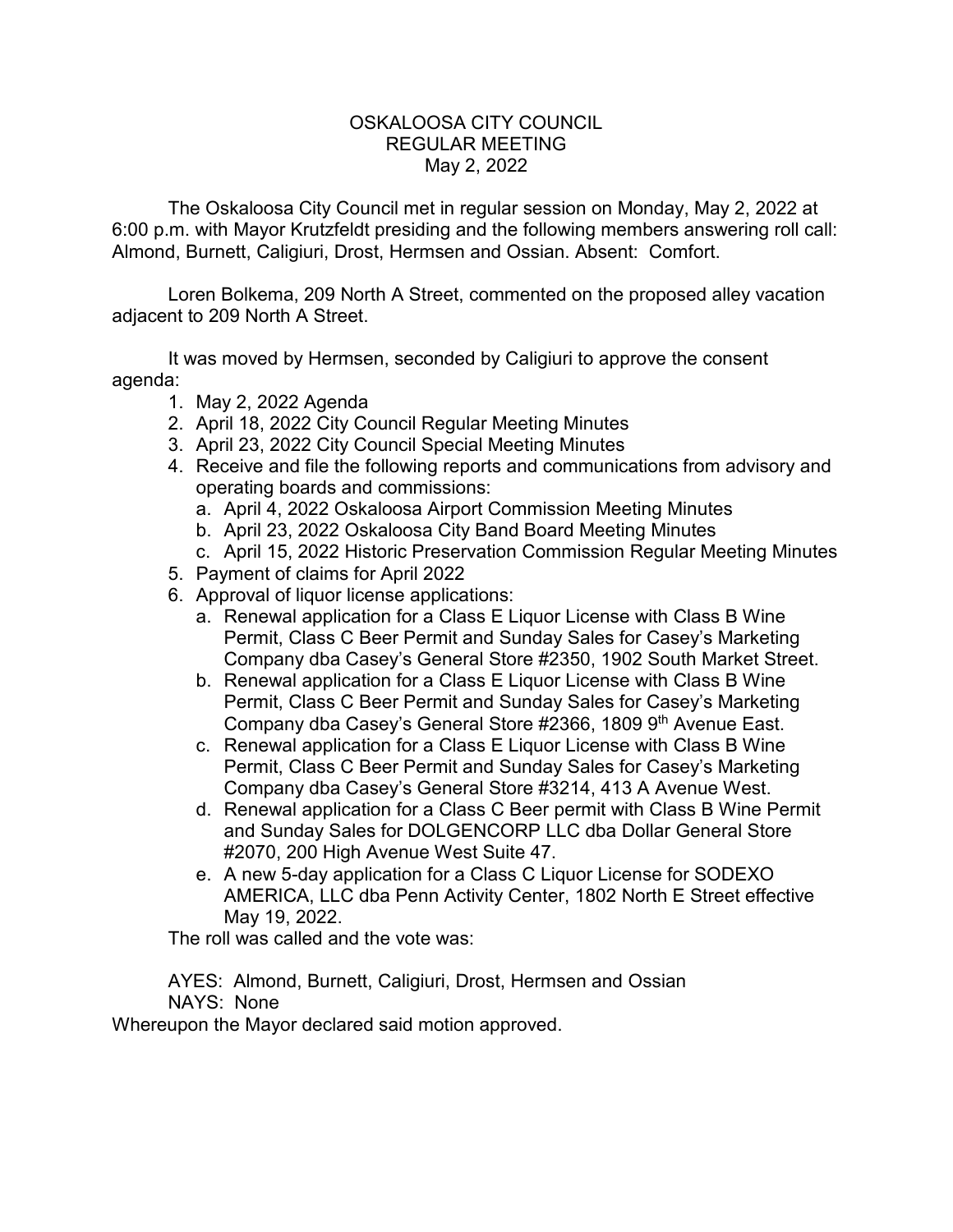# OSKALOOSA CITY COUNCIL
## REGULAR MEETING
### May 2, 2022

The Oskaloosa City Council met in regular session on Monday, May 2, 2022 at 6:00 p.m. with Mayor Krutzfeldt presiding and the following members answering roll call: Almond, Burnett, Caligiuri, Drost, Hermsen and Ossian. Absent: Comfort.

Loren Bolkema, 209 North A Street, commented on the proposed alley vacation adjacent to 209 North A Street.

It was moved by Hermsen, seconded by Caligiuri to approve the consent agenda:

1. May 2, 2022 Agenda
2. April 18, 2022 City Council Regular Meeting Minutes
3. April 23, 2022 City Council Special Meeting Minutes
4. Receive and file the following reports and communications from advisory and operating boards and commissions:
   a. April 4, 2022 Oskaloosa Airport Commission Meeting Minutes
   b. April 23, 2022 Oskaloosa City Band Board Meeting Minutes
   c. April 15, 2022 Historic Preservation Commission Regular Meeting Minutes
5. Payment of claims for April 2022
6. Approval of liquor license applications:
   a. Renewal application for a Class E Liquor License with Class B Wine Permit, Class C Beer Permit and Sunday Sales for Casey's Marketing Company dba Casey's General Store #2350, 1902 South Market Street.
   b. Renewal application for a Class E Liquor License with Class B Wine Permit, Class C Beer Permit and Sunday Sales for Casey's Marketing Company dba Casey's General Store #2366, 1809 9th Avenue East.
   c. Renewal application for a Class E Liquor License with Class B Wine Permit, Class C Beer Permit and Sunday Sales for Casey's Marketing Company dba Casey's General Store #3214, 413 A Avenue West.
   d. Renewal application for a Class C Beer permit with Class B Wine Permit and Sunday Sales for DOLGENCORP LLC dba Dollar General Store #2070, 200 High Avenue West Suite 47.
   e. A new 5-day application for a Class C Liquor License for SODEXO AMERICA, LLC dba Penn Activity Center, 1802 North E Street effective May 19, 2022.

The roll was called and the vote was:

AYES: Almond, Burnett, Caligiuri, Drost, Hermsen and Ossian
NAYS: None

Whereupon the Mayor declared said motion approved.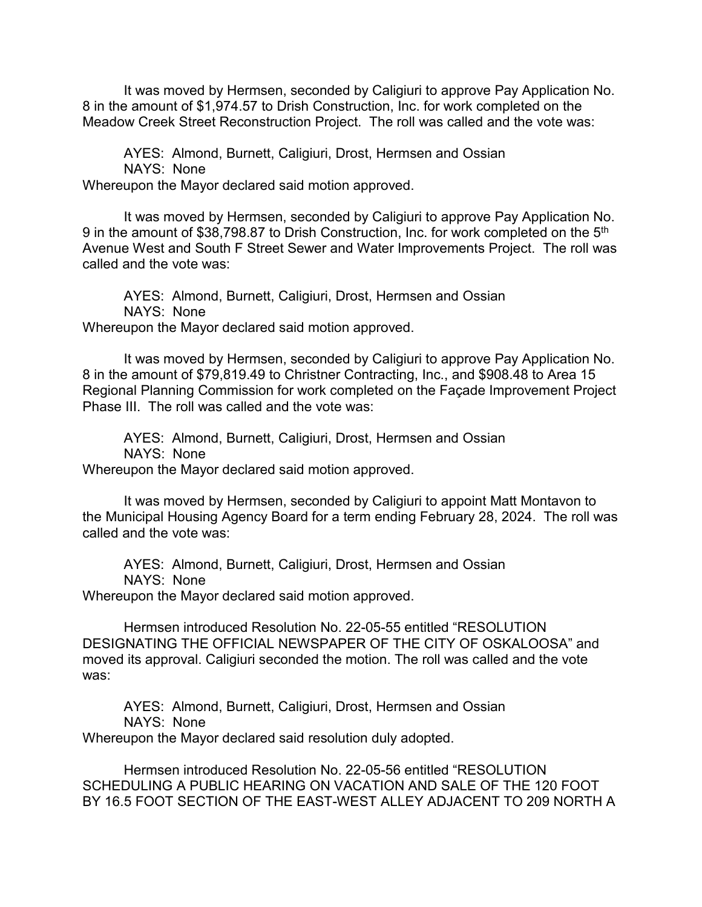It was moved by Hermsen, seconded by Caligiuri to approve Pay Application No. 8 in the amount of $1,974.57 to Drish Construction, Inc. for work completed on the Meadow Creek Street Reconstruction Project. The roll was called and the vote was:

AYES: Almond, Burnett, Caligiuri, Drost, Hermsen and Ossian  
NAYS: None  
Whereupon the Mayor declared said motion approved.

It was moved by Hermsen, seconded by Caligiuri to approve Pay Application No. 9 in the amount of $38,798.87 to Drish Construction, Inc. for work completed on the 5th Avenue West and South F Street Sewer and Water Improvements Project. The roll was called and the vote was:

AYES: Almond, Burnett, Caligiuri, Drost, Hermsen and Ossian  
NAYS: None  
Whereupon the Mayor declared said motion approved.

It was moved by Hermsen, seconded by Caligiuri to approve Pay Application No. 8 in the amount of $79,819.49 to Christner Contracting, Inc., and $908.48 to Area 15 Regional Planning Commission for work completed on the Façade Improvement Project Phase III. The roll was called and the vote was:

AYES: Almond, Burnett, Caligiuri, Drost, Hermsen and Ossian  
NAYS: None  
Whereupon the Mayor declared said motion approved.

It was moved by Hermsen, seconded by Caligiuri to appoint Matt Montavon to the Municipal Housing Agency Board for a term ending February 28, 2024. The roll was called and the vote was:

AYES: Almond, Burnett, Caligiuri, Drost, Hermsen and Ossian  
NAYS: None  
Whereupon the Mayor declared said motion approved.

Hermsen introduced Resolution No. 22-05-55 entitled "RESOLUTION DESIGNATING THE OFFICIAL NEWSPAPER OF THE CITY OF OSKALOOSA" and moved its approval. Caligiuri seconded the motion. The roll was called and the vote was:

AYES: Almond, Burnett, Caligiuri, Drost, Hermsen and Ossian  
NAYS: None  
Whereupon the Mayor declared said resolution duly adopted.

Hermsen introduced Resolution No. 22-05-56 entitled "RESOLUTION SCHEDULING A PUBLIC HEARING ON VACATION AND SALE OF THE 120 FOOT BY 16.5 FOOT SECTION OF THE EAST-WEST ALLEY ADJACENT TO 209 NORTH A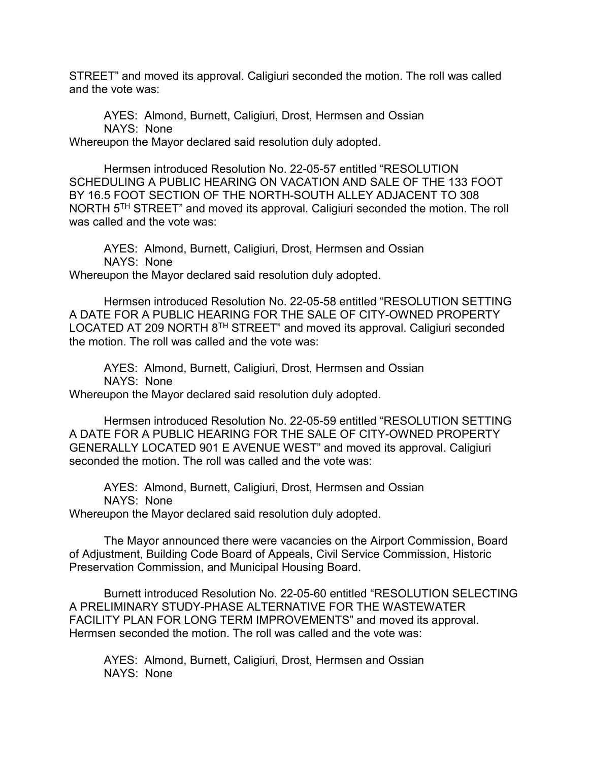STREET" and moved its approval. Caligiuri seconded the motion. The roll was called and the vote was:

AYES: Almond, Burnett, Caligiuri, Drost, Hermsen and Ossian
NAYS: None

Whereupon the Mayor declared said resolution duly adopted.

Hermsen introduced Resolution No. 22-05-57 entitled "RESOLUTION SCHEDULING A PUBLIC HEARING ON VACATION AND SALE OF THE 133 FOOT BY 16.5 FOOT SECTION OF THE NORTH-SOUTH ALLEY ADJACENT TO 308 NORTH 5TH STREET" and moved its approval. Caligiuri seconded the motion. The roll was called and the vote was:

AYES: Almond, Burnett, Caligiuri, Drost, Hermsen and Ossian
NAYS: None

Whereupon the Mayor declared said resolution duly adopted.

Hermsen introduced Resolution No. 22-05-58 entitled "RESOLUTION SETTING A DATE FOR A PUBLIC HEARING FOR THE SALE OF CITY-OWNED PROPERTY LOCATED AT 209 NORTH 8TH STREET" and moved its approval. Caligiuri seconded the motion. The roll was called and the vote was:

AYES: Almond, Burnett, Caligiuri, Drost, Hermsen and Ossian
NAYS: None

Whereupon the Mayor declared said resolution duly adopted.

Hermsen introduced Resolution No. 22-05-59 entitled "RESOLUTION SETTING A DATE FOR A PUBLIC HEARING FOR THE SALE OF CITY-OWNED PROPERTY GENERALLY LOCATED 901 E AVENUE WEST" and moved its approval. Caligiuri seconded the motion. The roll was called and the vote was:

AYES: Almond, Burnett, Caligiuri, Drost, Hermsen and Ossian
NAYS: None

Whereupon the Mayor declared said resolution duly adopted.

The Mayor announced there were vacancies on the Airport Commission, Board of Adjustment, Building Code Board of Appeals, Civil Service Commission, Historic Preservation Commission, and Municipal Housing Board.

Burnett introduced Resolution No. 22-05-60 entitled "RESOLUTION SELECTING A PRELIMINARY STUDY-PHASE ALTERNATIVE FOR THE WASTEWATER FACILITY PLAN FOR LONG TERM IMPROVEMENTS" and moved its approval. Hermsen seconded the motion. The roll was called and the vote was:

AYES: Almond, Burnett, Caligiuri, Drost, Hermsen and Ossian
NAYS: None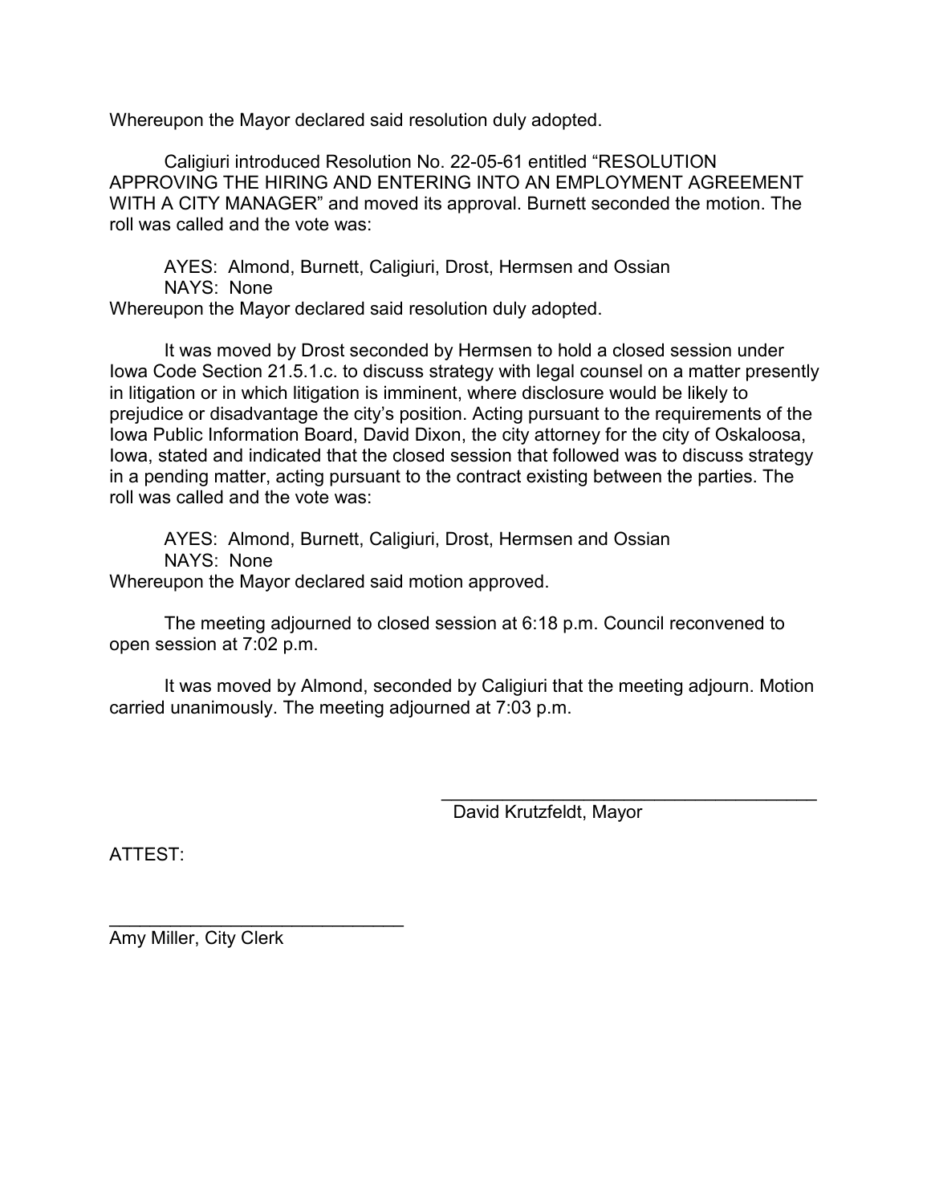Whereupon the Mayor declared said resolution duly adopted.

Caligiuri introduced Resolution No. 22-05-61 entitled "RESOLUTION APPROVING THE HIRING AND ENTERING INTO AN EMPLOYMENT AGREEMENT WITH A CITY MANAGER" and moved its approval. Burnett seconded the motion. The roll was called and the vote was:

AYES: Almond, Burnett, Caligiuri, Drost, Hermsen and Ossian
NAYS: None
Whereupon the Mayor declared said resolution duly adopted.

It was moved by Drost seconded by Hermsen to hold a closed session under Iowa Code Section 21.5.1.c. to discuss strategy with legal counsel on a matter presently in litigation or in which litigation is imminent, where disclosure would be likely to prejudice or disadvantage the city's position. Acting pursuant to the requirements of the Iowa Public Information Board, David Dixon, the city attorney for the city of Oskaloosa, Iowa, stated and indicated that the closed session that followed was to discuss strategy in a pending matter, acting pursuant to the contract existing between the parties. The roll was called and the vote was:

AYES: Almond, Burnett, Caligiuri, Drost, Hermsen and Ossian
NAYS: None
Whereupon the Mayor declared said motion approved.

The meeting adjourned to closed session at 6:18 p.m. Council reconvened to open session at 7:02 p.m.

It was moved by Almond, seconded by Caligiuri that the meeting adjourn. Motion carried unanimously. The meeting adjourned at 7:03 p.m.

\_\_\_\_\_\_\_\_\_\_\_\_\_\_\_\_\_\_\_\_\_\_\_\_\_\_\_\_\_\_\_\_\_\_\_\_\_\_
David Krutzfeldt, Mayor

ATTEST:

\_\_\_\_\_\_\_\_\_\_\_\_\_\_\_\_\_\_\_\_\_\_\_\_\_\_\_\_\_\_
Amy Miller, City Clerk